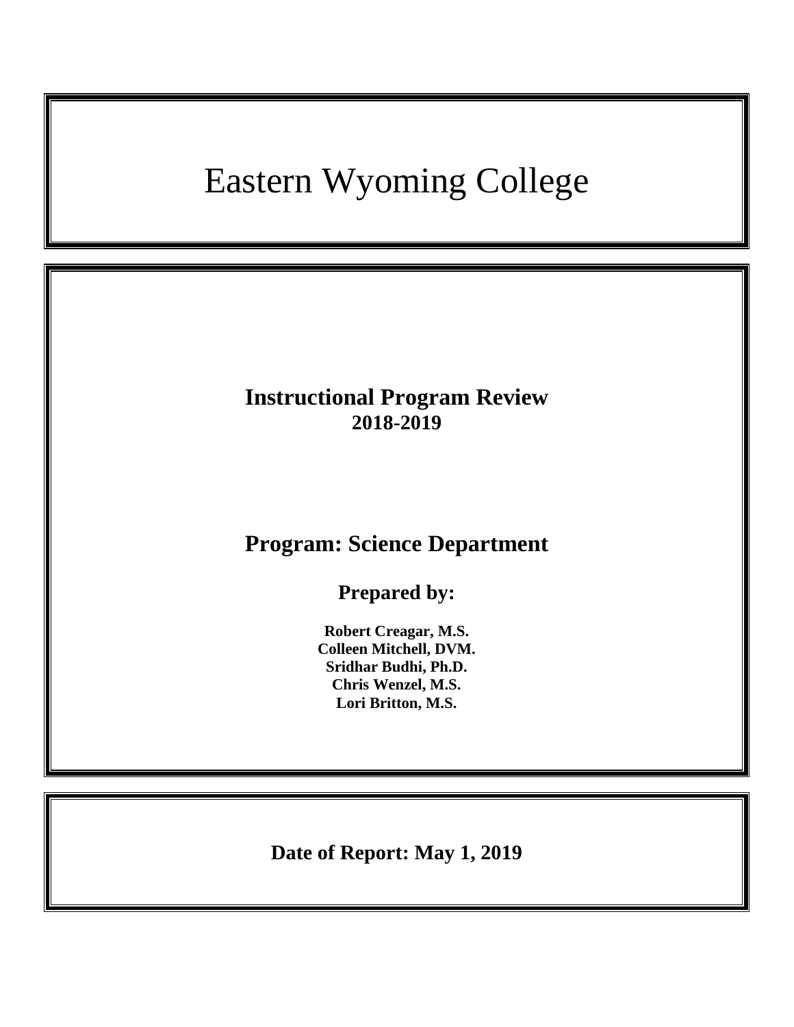# Eastern Wyoming College

## Instructional Program Review
**2018-2019**

## Program: Science Department

### Prepared by:

**Robert Creagar, M.S.**
**Colleen Mitchell, DVM.**
**Sridhar Budhi, Ph.D.**
**Chris Wenzel, M.S.**
**Lori Britton, M.S.**

**Date of Report: May 1, 2019**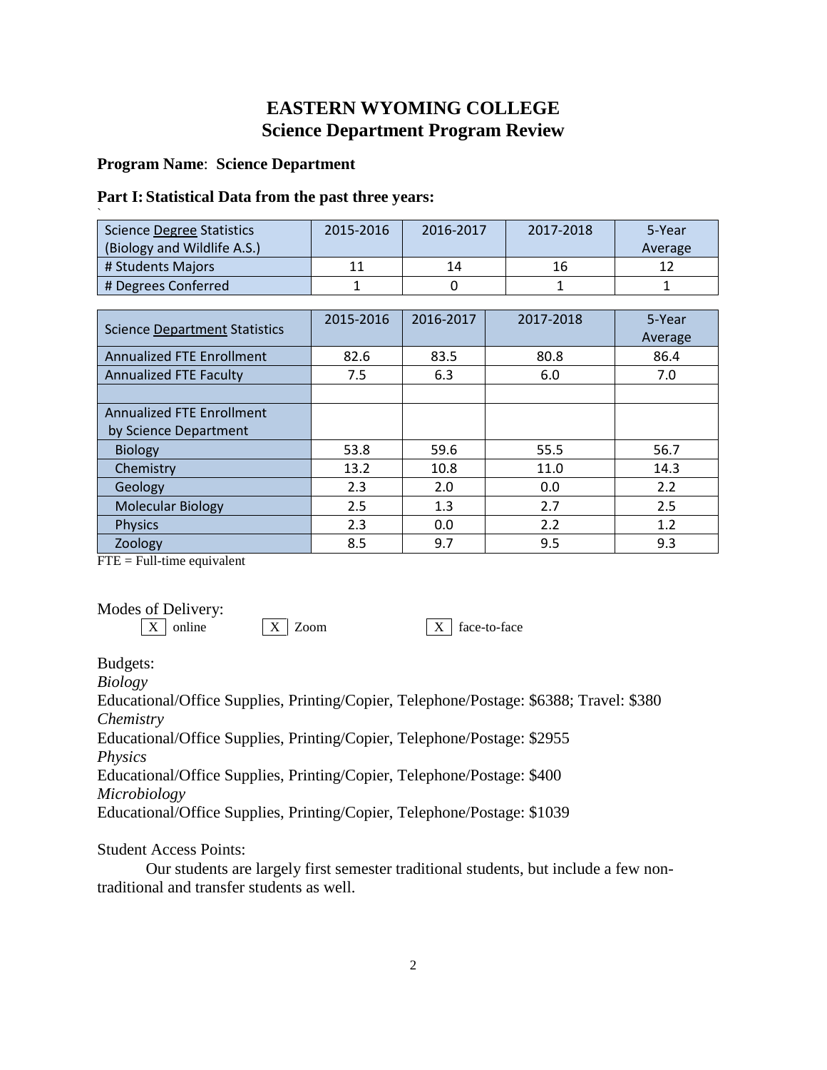# EASTERN WYOMING COLLEGE
# Science Department Program Review

**Program Name**: **Science Department**

## Part I: Statistical Data from the past three years:

| Science Degree Statistics (Biology and Wildlife A.S.) | 2015-2016 | 2016-2017 | 2017-2018 | 5-Year Average |
|---|---|---|---|---|
| # Students Majors | 11 | 14 | 16 | 12 |
| # Degrees Conferred | 1 | 0 | 1 | 1 |

| Science Department Statistics | 2015-2016 | 2016-2017 | 2017-2018 | 5-Year Average |
|---|---|---|---|---|
| Annualized FTE Enrollment | 82.6 | 83.5 | 80.8 | 86.4 |
| Annualized FTE Faculty | 7.5 | 6.3 | 6.0 | 7.0 |
| | | | | |
| Annualized FTE Enrollment by Science Department | | | | |
| Biology | 53.8 | 59.6 | 55.5 | 56.7 |
| Chemistry | 13.2 | 10.8 | 11.0 | 14.3 |
| Geology | 2.3 | 2.0 | 0.0 | 2.2 |
| Molecular Biology | 2.5 | 1.3 | 2.7 | 2.5 |
| Physics | 2.3 | 0.0 | 2.2 | 1.2 |
| Zoology | 8.5 | 9.7 | 9.5 | 9.3 |

FTE = Full-time equivalent

Modes of Delivery:

- [X] online
- [X] Zoom
- [X] face-to-face

Budgets:

*Biology*

Educational/Office Supplies, Printing/Copier, Telephone/Postage: $6388; Travel: $380

*Chemistry*

Educational/Office Supplies, Printing/Copier, Telephone/Postage: $2955

*Physics*

Educational/Office Supplies, Printing/Copier, Telephone/Postage: $400

*Microbiology*

Educational/Office Supplies, Printing/Copier, Telephone/Postage: $1039

Student Access Points:

Our students are largely first semester traditional students, but include a few non-traditional and transfer students as well.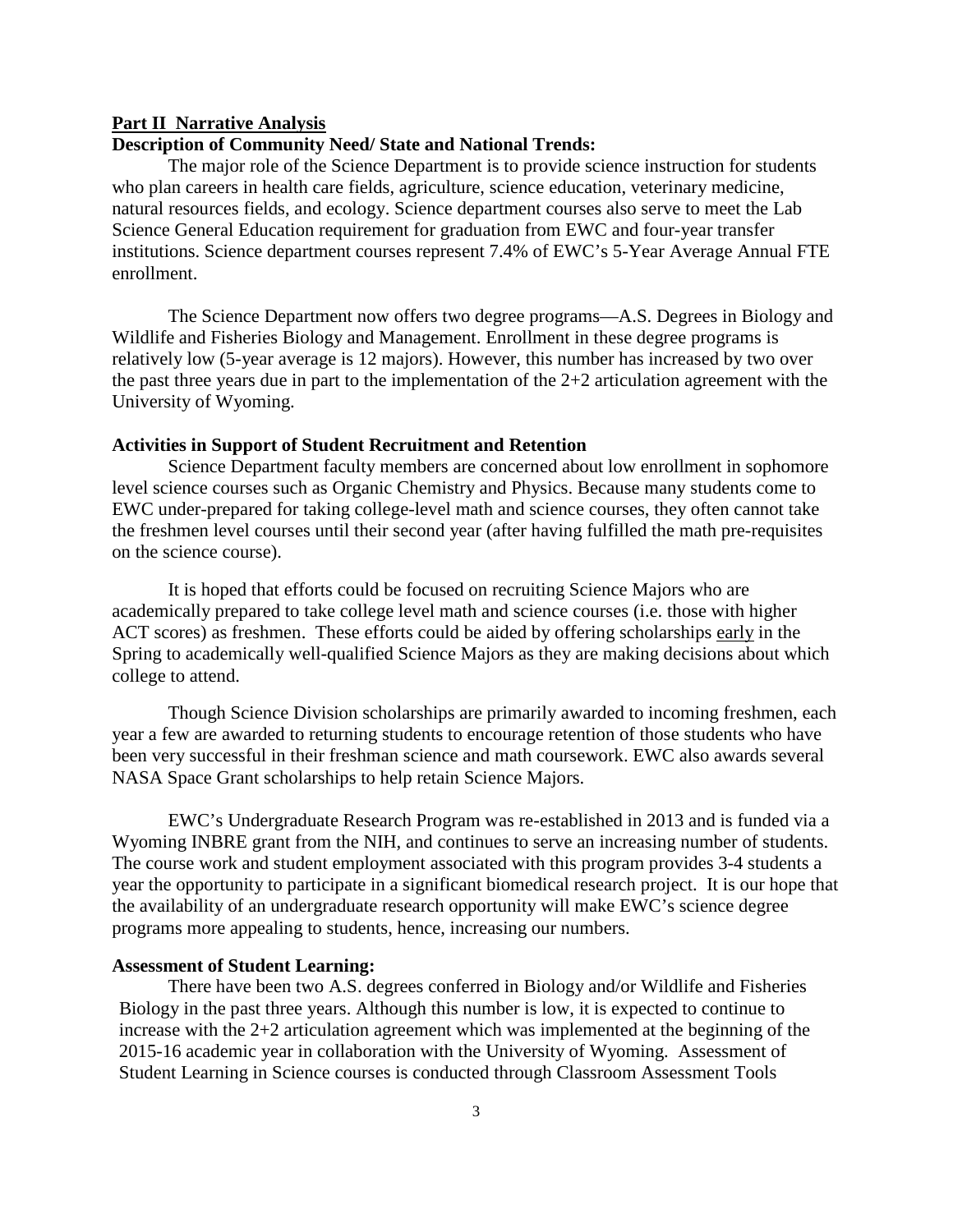## Part II Narrative Analysis

### Description of Community Need/ State and National Trends:

The major role of the Science Department is to provide science instruction for students who plan careers in health care fields, agriculture, science education, veterinary medicine, natural resources fields, and ecology. Science department courses also serve to meet the Lab Science General Education requirement for graduation from EWC and four-year transfer institutions. Science department courses represent 7.4% of EWC's 5-Year Average Annual FTE enrollment.

The Science Department now offers two degree programs—A.S. Degrees in Biology and Wildlife and Fisheries Biology and Management. Enrollment in these degree programs is relatively low (5-year average is 12 majors). However, this number has increased by two over the past three years due in part to the implementation of the 2+2 articulation agreement with the University of Wyoming.

### Activities in Support of Student Recruitment and Retention

Science Department faculty members are concerned about low enrollment in sophomore level science courses such as Organic Chemistry and Physics. Because many students come to EWC under-prepared for taking college-level math and science courses, they often cannot take the freshmen level courses until their second year (after having fulfilled the math pre-requisites on the science course).

It is hoped that efforts could be focused on recruiting Science Majors who are academically prepared to take college level math and science courses (i.e. those with higher ACT scores) as freshmen. These efforts could be aided by offering scholarships early in the Spring to academically well-qualified Science Majors as they are making decisions about which college to attend.

Though Science Division scholarships are primarily awarded to incoming freshmen, each year a few are awarded to returning students to encourage retention of those students who have been very successful in their freshman science and math coursework. EWC also awards several NASA Space Grant scholarships to help retain Science Majors.

EWC's Undergraduate Research Program was re-established in 2013 and is funded via a Wyoming INBRE grant from the NIH, and continues to serve an increasing number of students. The course work and student employment associated with this program provides 3-4 students a year the opportunity to participate in a significant biomedical research project. It is our hope that the availability of an undergraduate research opportunity will make EWC's science degree programs more appealing to students, hence, increasing our numbers.

### Assessment of Student Learning:

There have been two A.S. degrees conferred in Biology and/or Wildlife and Fisheries Biology in the past three years. Although this number is low, it is expected to continue to increase with the 2+2 articulation agreement which was implemented at the beginning of the 2015-16 academic year in collaboration with the University of Wyoming. Assessment of Student Learning in Science courses is conducted through Classroom Assessment Tools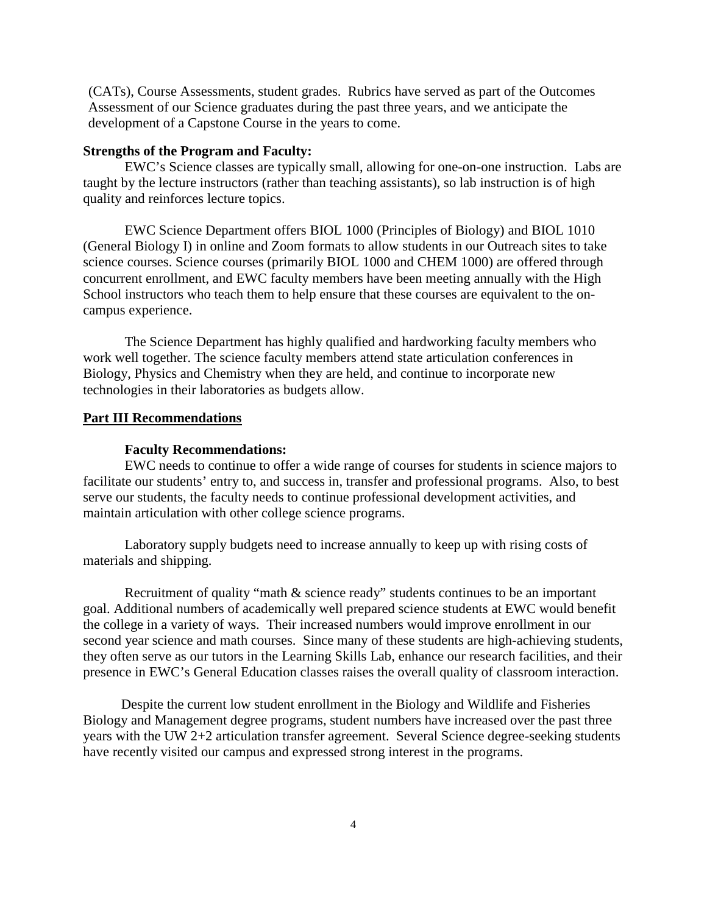(CATs), Course Assessments, student grades. Rubrics have served as part of the Outcomes Assessment of our Science graduates during the past three years, and we anticipate the development of a Capstone Course in the years to come.

**Strengths of the Program and Faculty:**

EWC's Science classes are typically small, allowing for one-on-one instruction. Labs are taught by the lecture instructors (rather than teaching assistants), so lab instruction is of high quality and reinforces lecture topics.

EWC Science Department offers BIOL 1000 (Principles of Biology) and BIOL 1010 (General Biology I) in online and Zoom formats to allow students in our Outreach sites to take science courses. Science courses (primarily BIOL 1000 and CHEM 1000) are offered through concurrent enrollment, and EWC faculty members have been meeting annually with the High School instructors who teach them to help ensure that these courses are equivalent to the on-campus experience.

The Science Department has highly qualified and hardworking faculty members who work well together. The science faculty members attend state articulation conferences in Biology, Physics and Chemistry when they are held, and continue to incorporate new technologies in their laboratories as budgets allow.

## Part III Recommendations

**Faculty Recommendations:**

EWC needs to continue to offer a wide range of courses for students in science majors to facilitate our students' entry to, and success in, transfer and professional programs. Also, to best serve our students, the faculty needs to continue professional development activities, and maintain articulation with other college science programs.

Laboratory supply budgets need to increase annually to keep up with rising costs of materials and shipping.

Recruitment of quality "math & science ready" students continues to be an important goal. Additional numbers of academically well prepared science students at EWC would benefit the college in a variety of ways. Their increased numbers would improve enrollment in our second year science and math courses. Since many of these students are high-achieving students, they often serve as our tutors in the Learning Skills Lab, enhance our research facilities, and their presence in EWC's General Education classes raises the overall quality of classroom interaction.

Despite the current low student enrollment in the Biology and Wildlife and Fisheries Biology and Management degree programs, student numbers have increased over the past three years with the UW 2+2 articulation transfer agreement. Several Science degree-seeking students have recently visited our campus and expressed strong interest in the programs.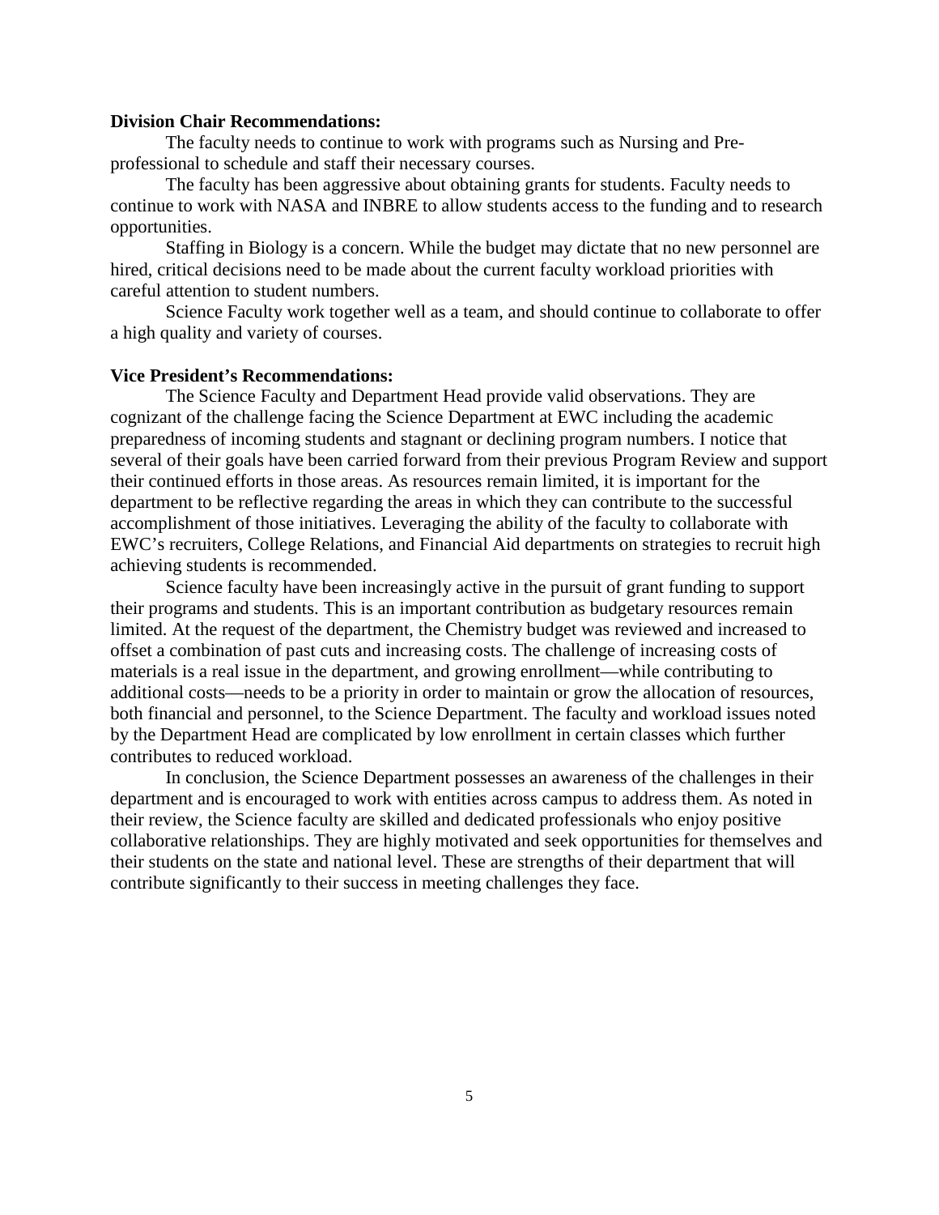**Division Chair Recommendations:**

The faculty needs to continue to work with programs such as Nursing and Pre-professional to schedule and staff their necessary courses.

The faculty has been aggressive about obtaining grants for students. Faculty needs to continue to work with NASA and INBRE to allow students access to the funding and to research opportunities.

Staffing in Biology is a concern. While the budget may dictate that no new personnel are hired, critical decisions need to be made about the current faculty workload priorities with careful attention to student numbers.

Science Faculty work together well as a team, and should continue to collaborate to offer a high quality and variety of courses.

**Vice President's Recommendations:**

The Science Faculty and Department Head provide valid observations. They are cognizant of the challenge facing the Science Department at EWC including the academic preparedness of incoming students and stagnant or declining program numbers. I notice that several of their goals have been carried forward from their previous Program Review and support their continued efforts in those areas. As resources remain limited, it is important for the department to be reflective regarding the areas in which they can contribute to the successful accomplishment of those initiatives. Leveraging the ability of the faculty to collaborate with EWC's recruiters, College Relations, and Financial Aid departments on strategies to recruit high achieving students is recommended.

Science faculty have been increasingly active in the pursuit of grant funding to support their programs and students. This is an important contribution as budgetary resources remain limited. At the request of the department, the Chemistry budget was reviewed and increased to offset a combination of past cuts and increasing costs. The challenge of increasing costs of materials is a real issue in the department, and growing enrollment—while contributing to additional costs—needs to be a priority in order to maintain or grow the allocation of resources, both financial and personnel, to the Science Department. The faculty and workload issues noted by the Department Head are complicated by low enrollment in certain classes which further contributes to reduced workload.

In conclusion, the Science Department possesses an awareness of the challenges in their department and is encouraged to work with entities across campus to address them. As noted in their review, the Science faculty are skilled and dedicated professionals who enjoy positive collaborative relationships. They are highly motivated and seek opportunities for themselves and their students on the state and national level. These are strengths of their department that will contribute significantly to their success in meeting challenges they face.